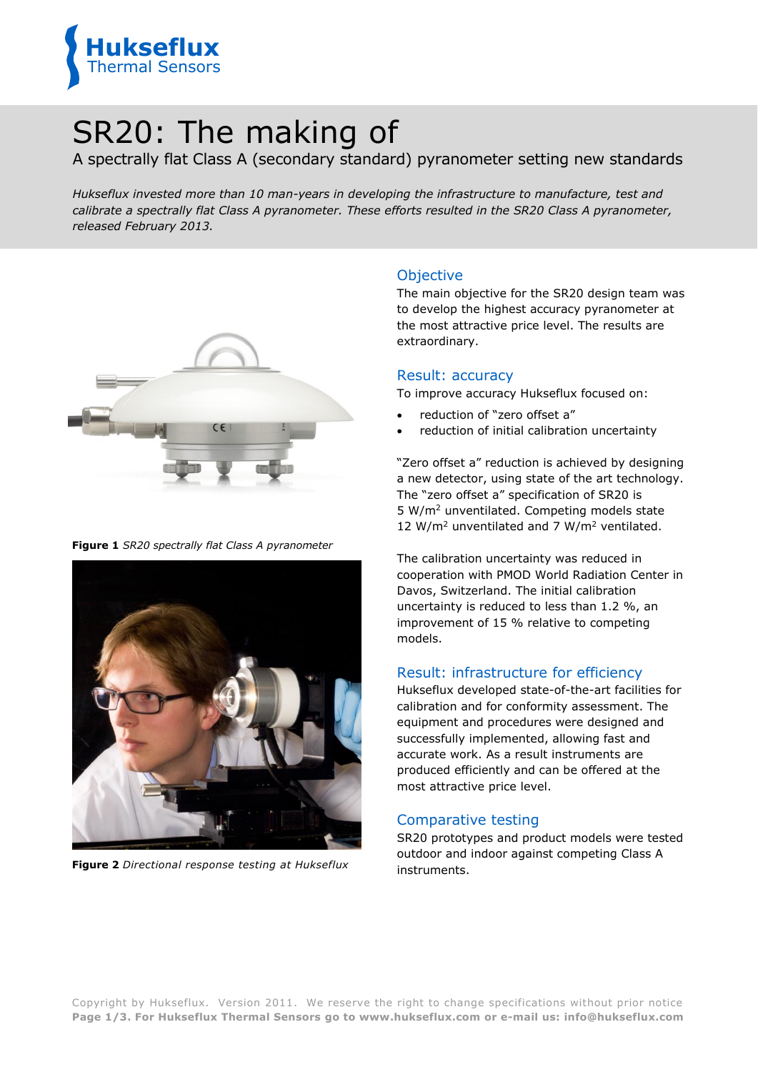# SR20: The making of

A spectrally flat Class A (secondary standard) pyranometer setting new standards

*Hukseflux invested more than 10 man-years in developing the infrastructure to manufacture, test and calibrate a spectrally flat Class A pyranometer. These efforts resulted in the SR20 Class A pyranometer, released February 2013.*

**Figure 1** *SR20 spectrally flat Class A pyranometer*

**Figure 2** *Directional response testing at Hukseflux*

## Objective

The main objective for the SR20 design team was to develop the highest accuracy pyranometer at the most attractive price level. The results are extraordinary.

## Result: accuracy

To improve accuracy Hukseflux focused on:

- reduction of "zero offset a"
- reduction of initial calibration uncertainty

"Zero offset a" reduction is achieved by designing a new detector, using state of the art technology. The "zero offset a" specification of SR20 is 5 W/m$^2$ unventilated. Competing models state 12 W/m$^2$ unventilated and 7 W/m$^2$ ventilated.

The calibration uncertainty was reduced in cooperation with PMOD World Radiation Center in Davos, Switzerland. The initial calibration uncertainty is reduced to less than 1.2 %, an improvement of 15 % relative to competing models.

## Result: infrastructure for efficiency

Hukseflux developed state-of-the-art facilities for calibration and for conformity assessment. The equipment and procedures were designed and successfully implemented, allowing fast and accurate work. As a result instruments are produced efficiently and can be offered at the most attractive price level.

## Comparative testing

SR20 prototypes and product models were tested outdoor and indoor against competing Class A instruments.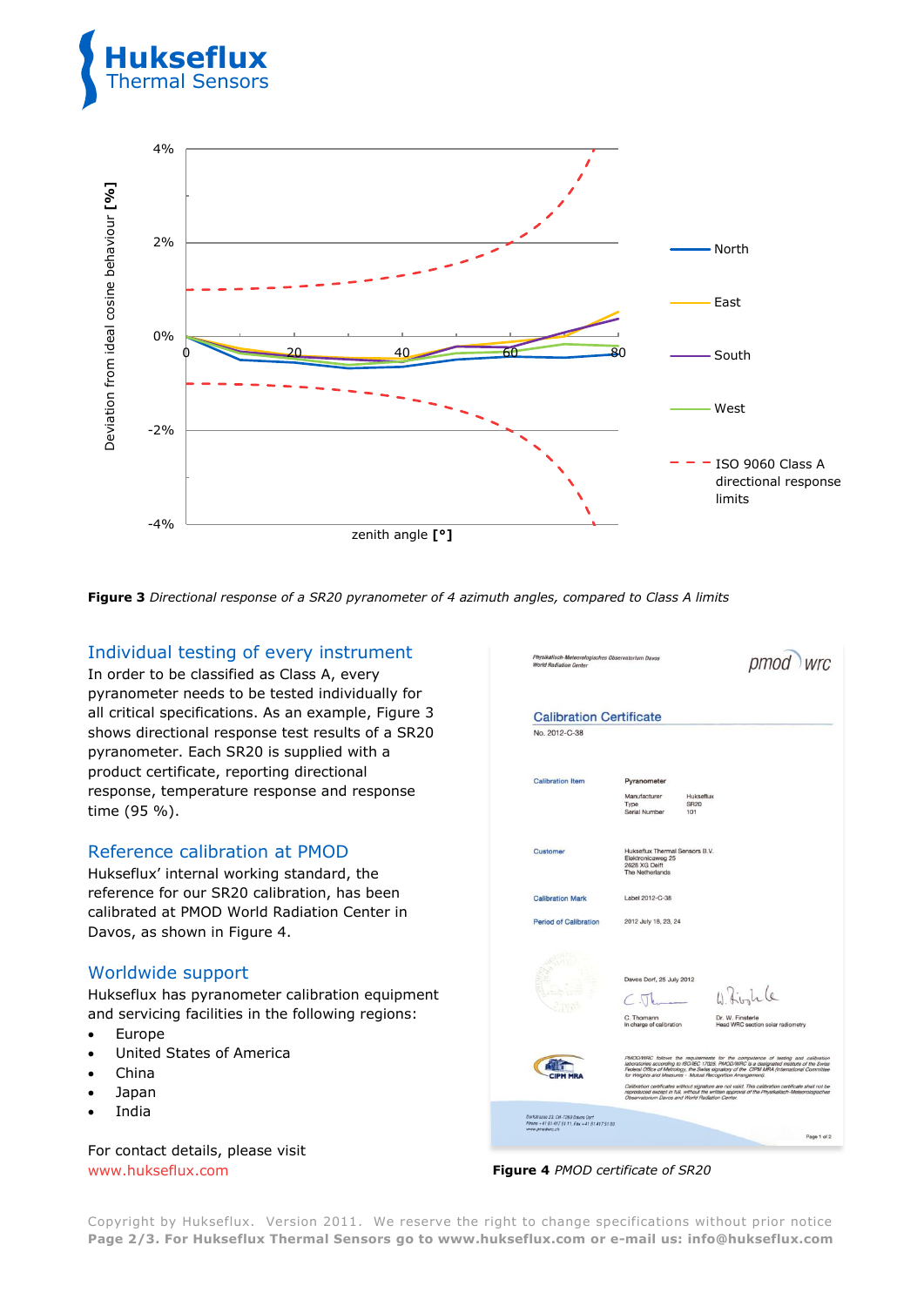**Figure 3** *Directional response of a SR20 pyranometer of 4 azimuth angles, compared to Class A limits*

## Individual testing of every instrument

In order to be classified as Class A, every pyranometer needs to be tested individually for all critical specifications. As an example, Figure 3 shows directional response test results of a SR20 pyranometer. Each SR20 is supplied with a product certificate, reporting directional response, temperature response and response time (95 %).

## Reference calibration at PMOD

Hukseflux' internal working standard, the reference for our SR20 calibration, has been calibrated at PMOD World Radiation Center in Davos, as shown in Figure 4.

## Worldwide support

Hukseflux has pyranometer calibration equipment and servicing facilities in the following regions:

- Europe
- United States of America
- China
- Japan
- India

For contact details, please visit www.hukseflux.com

**Figure 4** *PMOD certificate of SR20*

Copyright by Hukseflux. Version 2011. We reserve the right to change specifications without prior notice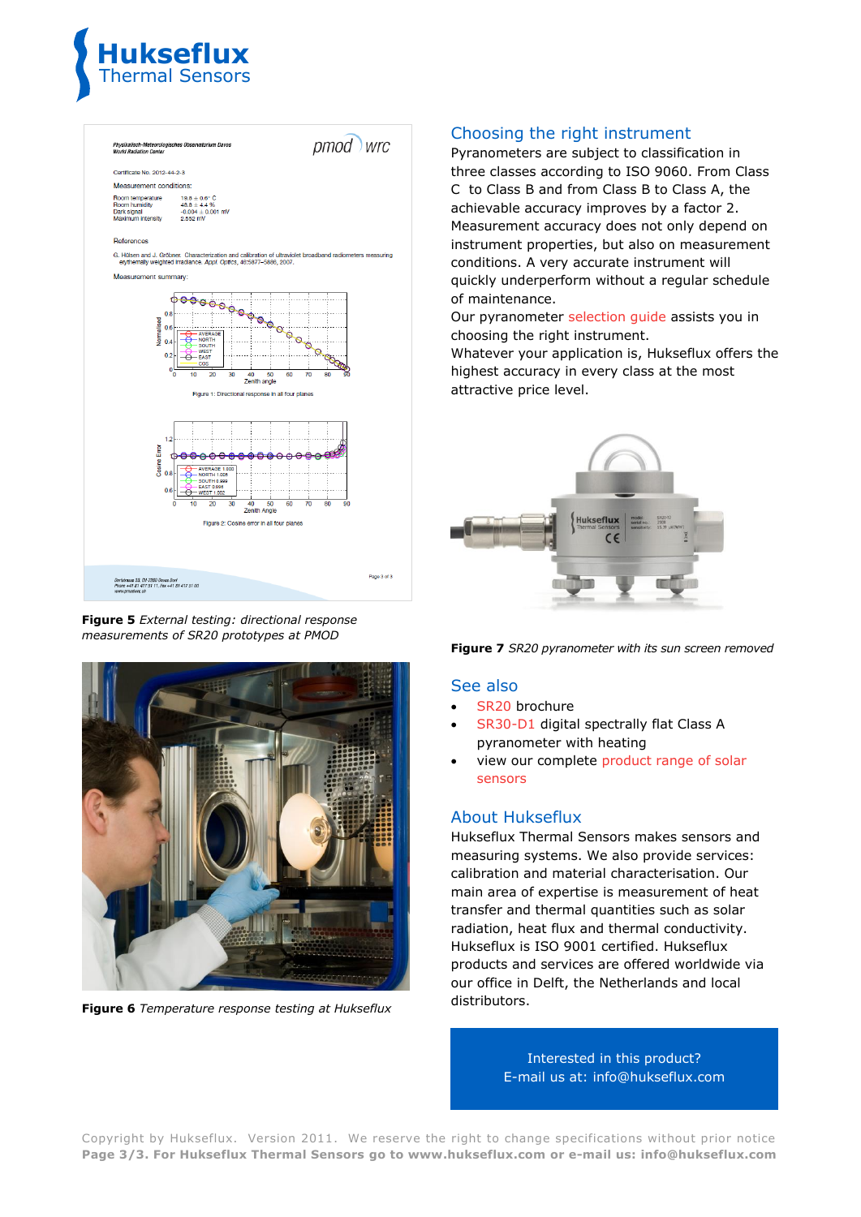Hukseflux
Thermal Sensors

**Figure 5** *External testing: directional response measurements of SR20 prototypes at PMOD*

**Figure 6** *Temperature response testing at Hukseflux*

## Choosing the right instrument

Pyranometers are subject to classification in three classes according to ISO 9060. From Class C to Class B and from Class B to Class A, the achievable accuracy improves by a factor 2. Measurement accuracy does not only depend on instrument properties, but also on measurement conditions. A very accurate instrument will quickly underperform without a regular schedule of maintenance.
Our pyranometer selection guide assists you in choosing the right instrument.
Whatever your application is, Hukseflux offers the highest accuracy in every class at the most attractive price level.

**Figure 7** *SR20 pyranometer with its sun screen removed*

## See also

- SR20 brochure
- SR30-D1 digital spectrally flat Class A pyranometer with heating
- view our complete product range of solar sensors

## About Hukseflux

Hukseflux Thermal Sensors makes sensors and measuring systems. We also provide services: calibration and material characterisation. Our main area of expertise is measurement of heat transfer and thermal quantities such as solar radiation, heat flux and thermal conductivity. Hukseflux is ISO 9001 certified. Hukseflux products and services are offered worldwide via our office in Delft, the Netherlands and local distributors.

Interested in this product?
E-mail us at: info@hukseflux.com

Copyright by Hukseflux. Version 2011. We reserve the right to change specifications without prior notice